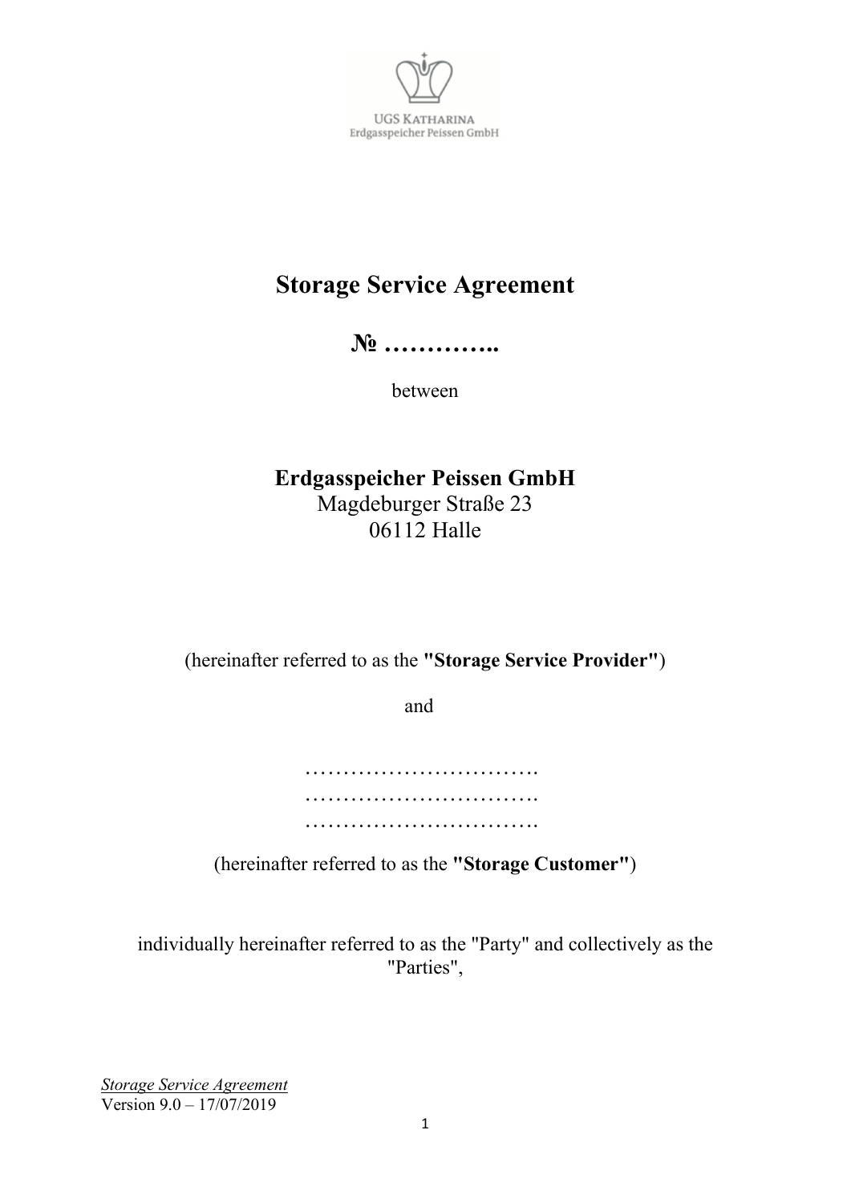UGS KATHARINA
Erdgasspeicher Peissen GmbH

# Storage Service Agreement

**№ …………..**

between

**Erdgasspeicher Peissen GmbH**
Magdeburger Straße 23
06112 Halle

(hereinafter referred to as the **"Storage Service Provider"**)

and

………………………….
………………………….
………………………….

(hereinafter referred to as the **"Storage Customer"**)

individually hereinafter referred to as the "Party" and collectively as the "Parties",

*Storage Service Agreement*
Version 9.0 – 17/07/2019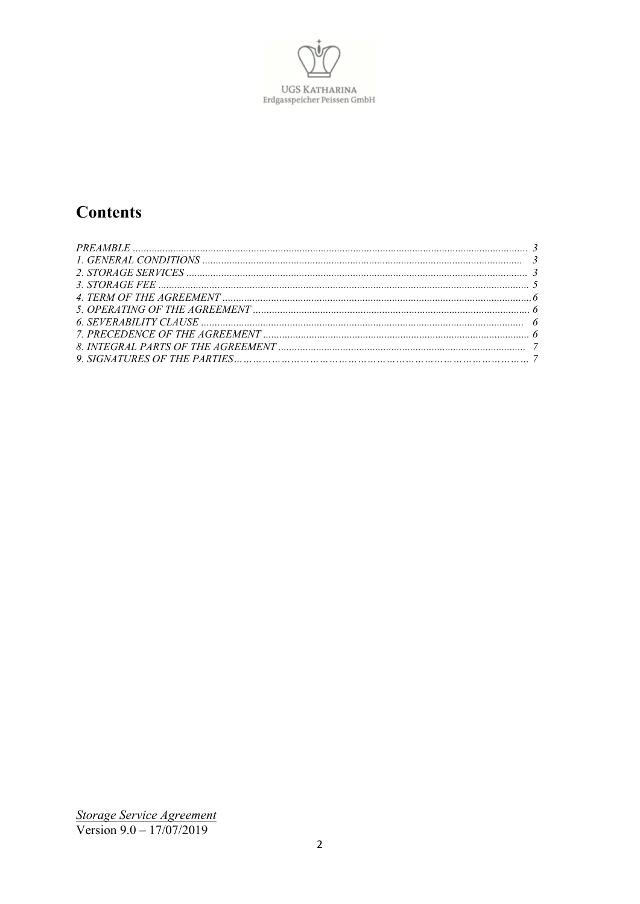# Contents

| | |
|---|---|
| *PREAMBLE* | *3* |
| *1. GENERAL CONDITIONS* | *3* |
| *2. STORAGE SERVICES* | *3* |
| *3. STORAGE FEE* | *5* |
| *4. TERM OF THE AGREEMENT* | *6* |
| *5. OPERATING OF THE AGREEMENT* | *6* |
| *6. SEVERABILITY CLAUSE* | *6* |
| *7. PRECEDENCE OF THE AGREEMENT* | *6* |
| *8. INTEGRAL PARTS OF THE AGREEMENT* | *7* |
| *9. SIGNATURES OF THE PARTIES* | *7* |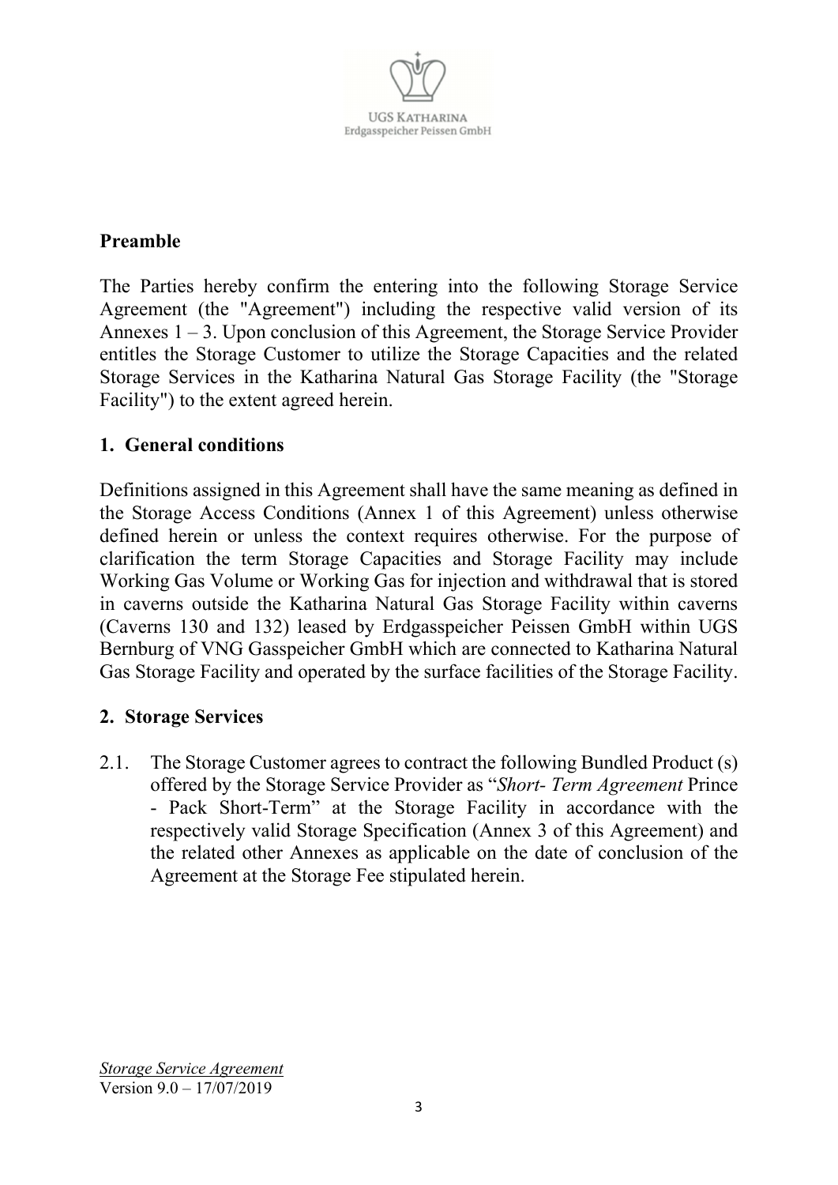## Preamble

The Parties hereby confirm the entering into the following Storage Service Agreement (the "Agreement") including the respective valid version of its Annexes 1 – 3. Upon conclusion of this Agreement, the Storage Service Provider entitles the Storage Customer to utilize the Storage Capacities and the related Storage Services in the Katharina Natural Gas Storage Facility (the "Storage Facility") to the extent agreed herein.

## 1. General conditions

Definitions assigned in this Agreement shall have the same meaning as defined in the Storage Access Conditions (Annex 1 of this Agreement) unless otherwise defined herein or unless the context requires otherwise. For the purpose of clarification the term Storage Capacities and Storage Facility may include Working Gas Volume or Working Gas for injection and withdrawal that is stored in caverns outside the Katharina Natural Gas Storage Facility within caverns (Caverns 130 and 132) leased by Erdgasspeicher Peissen GmbH within UGS Bernburg of VNG Gasspeicher GmbH which are connected to Katharina Natural Gas Storage Facility and operated by the surface facilities of the Storage Facility.

## 2. Storage Services

2.1. The Storage Customer agrees to contract the following Bundled Product (s) offered by the Storage Service Provider as "*Short- Term Agreement* Prince - Pack Short-Term" at the Storage Facility in accordance with the respectively valid Storage Specification (Annex 3 of this Agreement) and the related other Annexes as applicable on the date of conclusion of the Agreement at the Storage Fee stipulated herein.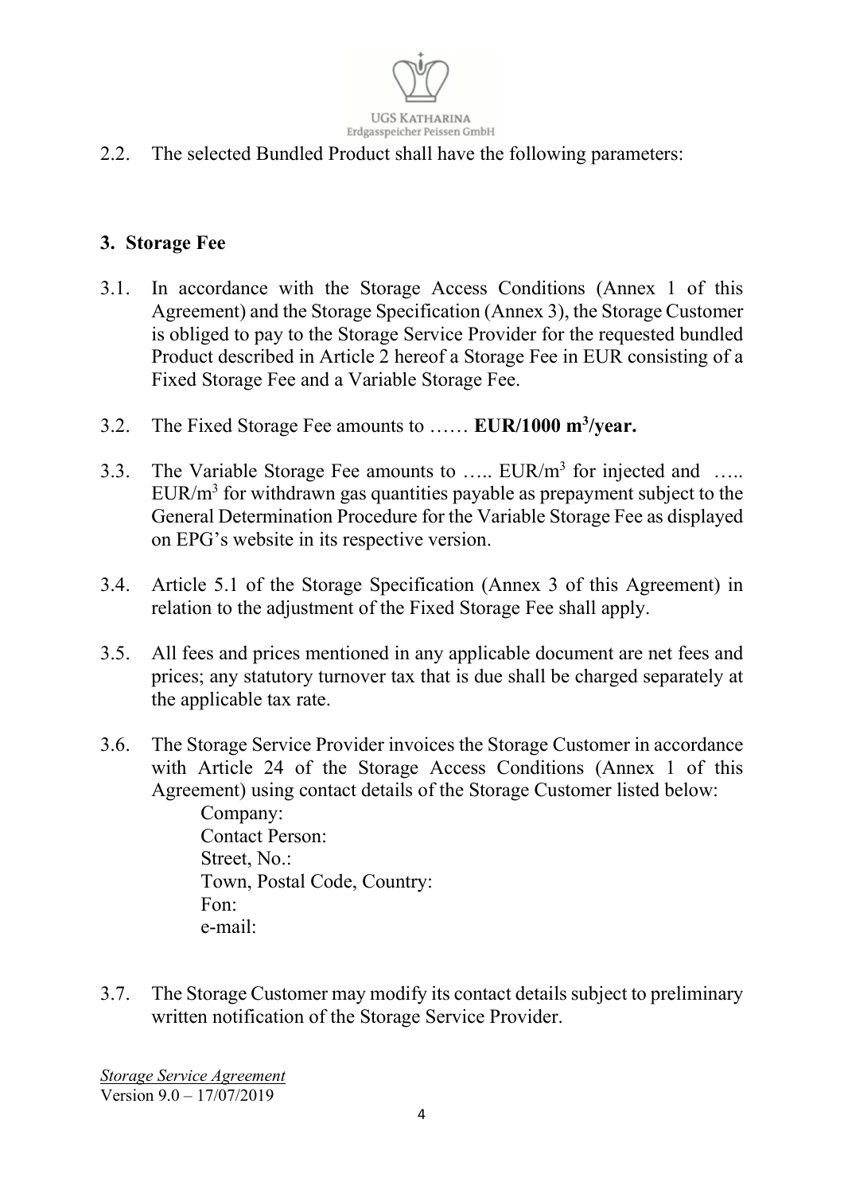2.2. The selected Bundled Product shall have the following parameters:

## 3. Storage Fee

3.1. In accordance with the Storage Access Conditions (Annex 1 of this Agreement) and the Storage Specification (Annex 3), the Storage Customer is obliged to pay to the Storage Service Provider for the requested bundled Product described in Article 2 hereof a Storage Fee in EUR consisting of a Fixed Storage Fee and a Variable Storage Fee.

3.2. The Fixed Storage Fee amounts to …… **EUR/1000 $m^3$/year.**

3.3. The Variable Storage Fee amounts to ….. EUR/$m^3$ for injected and ….. EUR/$m^3$ for withdrawn gas quantities payable as prepayment subject to the General Determination Procedure for the Variable Storage Fee as displayed on EPG's website in its respective version.

3.4. Article 5.1 of the Storage Specification (Annex 3 of this Agreement) in relation to the adjustment of the Fixed Storage Fee shall apply.

3.5. All fees and prices mentioned in any applicable document are net fees and prices; any statutory turnover tax that is due shall be charged separately at the applicable tax rate.

3.6. The Storage Service Provider invoices the Storage Customer in accordance with Article 24 of the Storage Access Conditions (Annex 1 of this Agreement) using contact details of the Storage Customer listed below:

Company:
Contact Person:
Street, No.:
Town, Postal Code, Country:
Fon:
e-mail:

3.7. The Storage Customer may modify its contact details subject to preliminary written notification of the Storage Service Provider.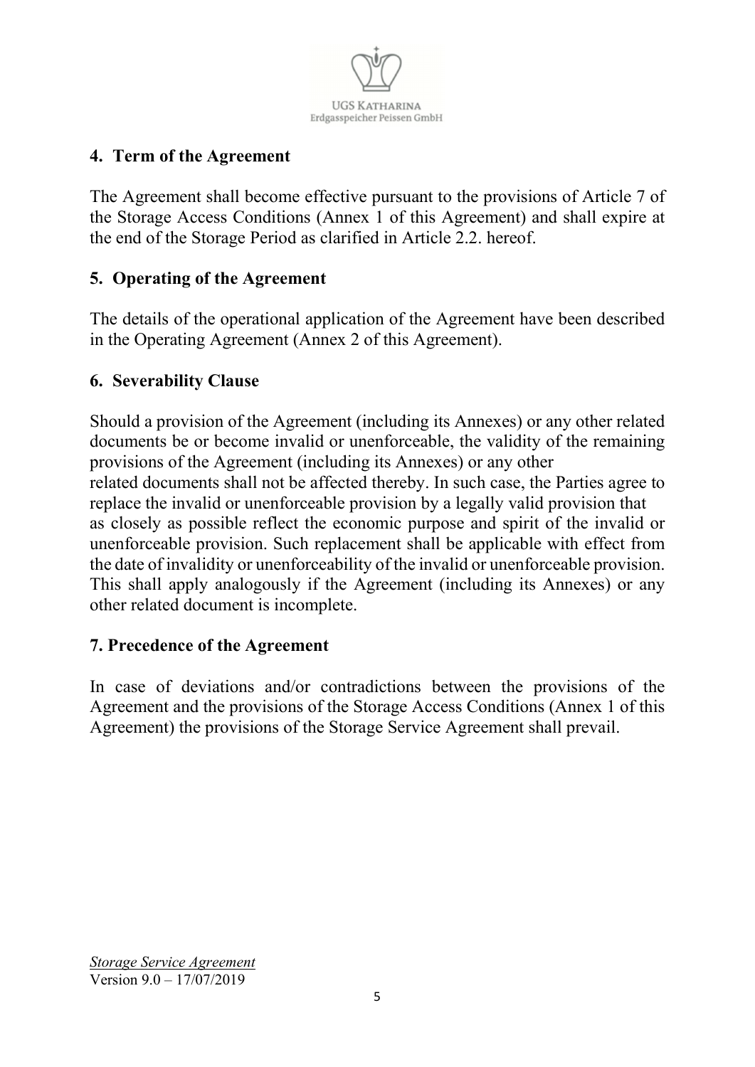## 4. Term of the Agreement

The Agreement shall become effective pursuant to the provisions of Article 7 of the Storage Access Conditions (Annex 1 of this Agreement) and shall expire at the end of the Storage Period as clarified in Article 2.2. hereof.

## 5. Operating of the Agreement

The details of the operational application of the Agreement have been described in the Operating Agreement (Annex 2 of this Agreement).

## 6. Severability Clause

Should a provision of the Agreement (including its Annexes) or any other related documents be or become invalid or unenforceable, the validity of the remaining provisions of the Agreement (including its Annexes) or any other related documents shall not be affected thereby. In such case, the Parties agree to replace the invalid or unenforceable provision by a legally valid provision that as closely as possible reflect the economic purpose and spirit of the invalid or unenforceable provision. Such replacement shall be applicable with effect from the date of invalidity or unenforceability of the invalid or unenforceable provision. This shall apply analogously if the Agreement (including its Annexes) or any other related document is incomplete.

## 7. Precedence of the Agreement

In case of deviations and/or contradictions between the provisions of the Agreement and the provisions of the Storage Access Conditions (Annex 1 of this Agreement) the provisions of the Storage Service Agreement shall prevail.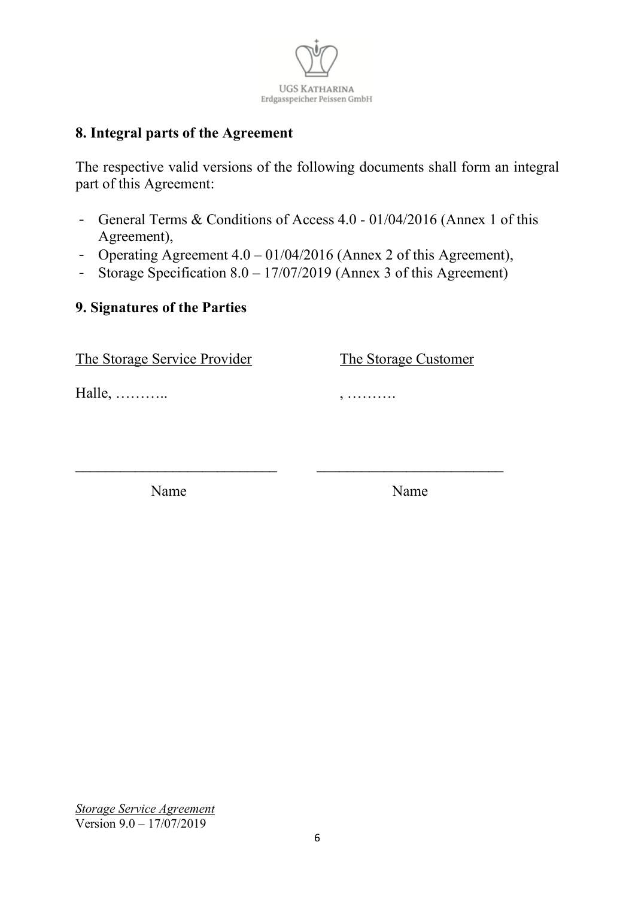## 8. Integral parts of the Agreement

The respective valid versions of the following documents shall form an integral part of this Agreement:

- General Terms & Conditions of Access 4.0 - 01/04/2016 (Annex 1 of this Agreement),
- Operating Agreement 4.0 – 01/04/2016 (Annex 2 of this Agreement),
- Storage Specification 8.0 – 17/07/2019 (Annex 3 of this Agreement)

## 9. Signatures of the Parties

| | |
|---|---|
| The Storage Service Provider | The Storage Customer |
| Halle, ……….. | , ………. |
| ___________________________ | _________________________ |
| Name | Name |

*Storage Service Agreement*
Version 9.0 – 17/07/2019